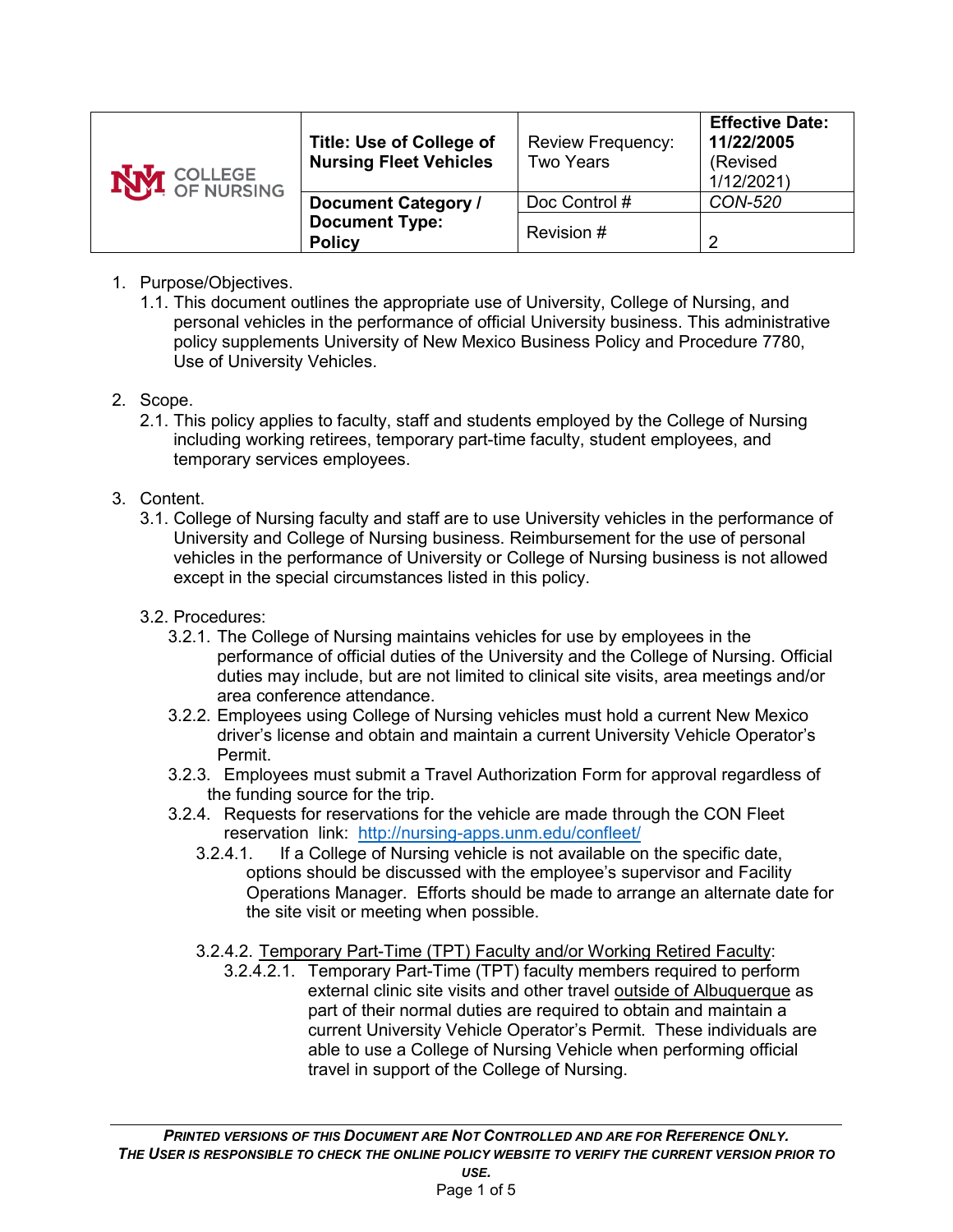| UNM COLLEGE OF NURSING | **Title: Use of College of Nursing Fleet Vehicles** | Review Frequency: Two Years | **Effective Date: 11/22/2005** (Revised 1/12/2021) |
|---|---|---|---|
| | **Document Category / Document Type: Policy** | Doc Control # | *CON-520* |
| | | Revision # | 2 |

1. Purpose/Objectives.
   1.1. This document outlines the appropriate use of University, College of Nursing, and personal vehicles in the performance of official University business. This administrative policy supplements University of New Mexico Business Policy and Procedure 7780, Use of University Vehicles.

2. Scope.
   2.1. This policy applies to faculty, staff and students employed by the College of Nursing including working retirees, temporary part-time faculty, student employees, and temporary services employees.

3. Content.
   3.1. College of Nursing faculty and staff are to use University vehicles in the performance of University and College of Nursing business. Reimbursement for the use of personal vehicles in the performance of University or College of Nursing business is not allowed except in the special circumstances listed in this policy.

   3.2. Procedures:
      3.2.1. The College of Nursing maintains vehicles for use by employees in the performance of official duties of the University and the College of Nursing. Official duties may include, but are not limited to clinical site visits, area meetings and/or area conference attendance.
      3.2.2. Employees using College of Nursing vehicles must hold a current New Mexico driver's license and obtain and maintain a current University Vehicle Operator's Permit.
      3.2.3. Employees must submit a Travel Authorization Form for approval regardless of the funding source for the trip.
      3.2.4. Requests for reservations for the vehicle are made through the CON Fleet reservation link: [http://nursing-apps.unm.edu/confleet/](http://nursing-apps.unm.edu/confleet/)
         3.2.4.1. If a College of Nursing vehicle is not available on the specific date, options should be discussed with the employee's supervisor and Facility Operations Manager. Efforts should be made to arrange an alternate date for the site visit or meeting when possible.

         3.2.4.2. Temporary Part-Time (TPT) Faculty and/or Working Retired Faculty:
            3.2.4.2.1. Temporary Part-Time (TPT) faculty members required to perform external clinic site visits and other travel outside of Albuquerque as part of their normal duties are required to obtain and maintain a current University Vehicle Operator's Permit. These individuals are able to use a College of Nursing Vehicle when performing official travel in support of the College of Nursing.

***Printed versions of this Document are Not Controlled and are for Reference Only. The User is responsible to check the online policy website to verify the current version prior to use.***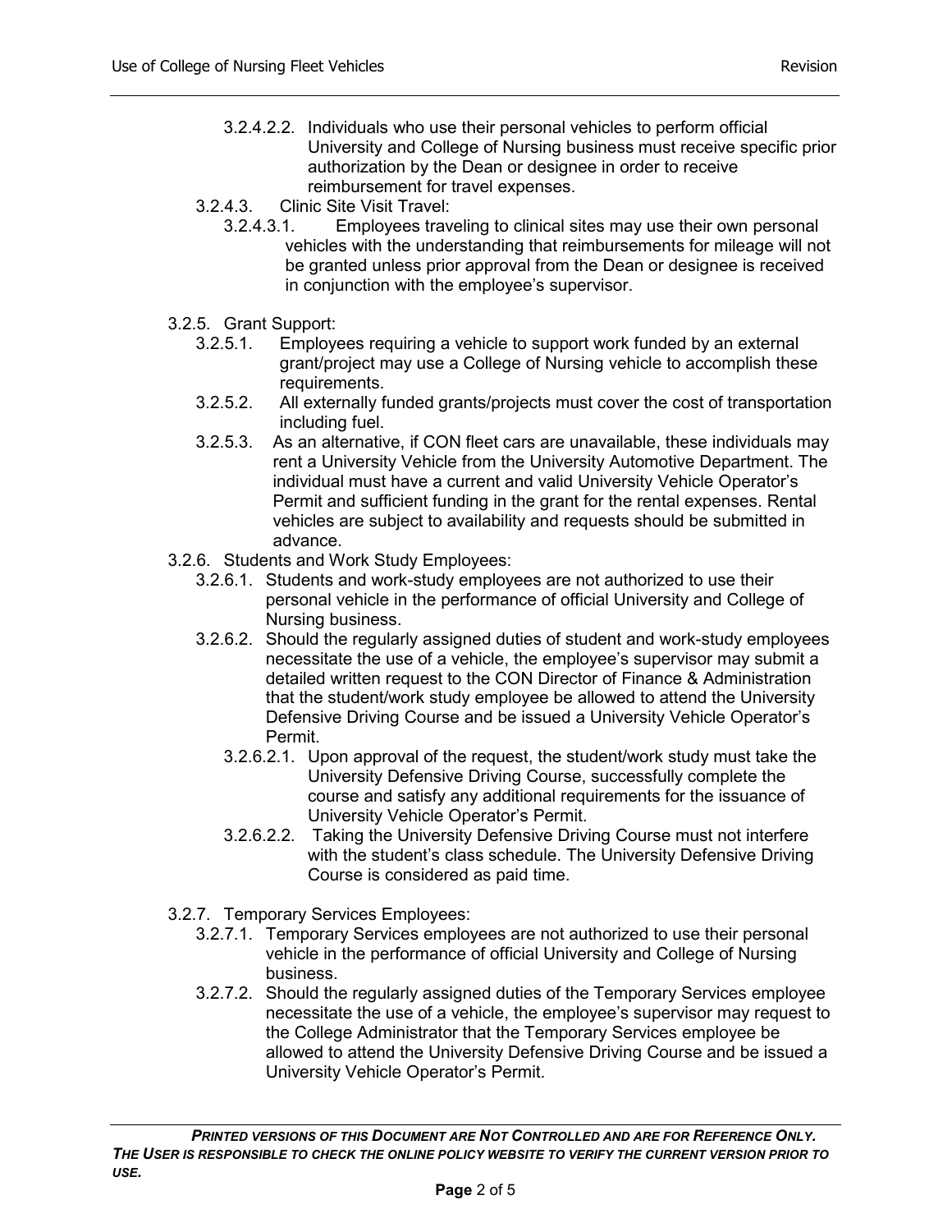3.2.4.2.2. Individuals who use their personal vehicles to perform official University and College of Nursing business must receive specific prior authorization by the Dean or designee in order to receive reimbursement for travel expenses.

3.2.4.3. Clinic Site Visit Travel:

3.2.4.3.1. Employees traveling to clinical sites may use their own personal vehicles with the understanding that reimbursements for mileage will not be granted unless prior approval from the Dean or designee is received in conjunction with the employee's supervisor.

3.2.5. Grant Support:

3.2.5.1. Employees requiring a vehicle to support work funded by an external grant/project may use a College of Nursing vehicle to accomplish these requirements.

3.2.5.2. All externally funded grants/projects must cover the cost of transportation including fuel.

3.2.5.3. As an alternative, if CON fleet cars are unavailable, these individuals may rent a University Vehicle from the University Automotive Department. The individual must have a current and valid University Vehicle Operator's Permit and sufficient funding in the grant for the rental expenses. Rental vehicles are subject to availability and requests should be submitted in advance.

3.2.6. Students and Work Study Employees:

3.2.6.1. Students and work-study employees are not authorized to use their personal vehicle in the performance of official University and College of Nursing business.

3.2.6.2. Should the regularly assigned duties of student and work-study employees necessitate the use of a vehicle, the employee's supervisor may submit a detailed written request to the CON Director of Finance & Administration that the student/work study employee be allowed to attend the University Defensive Driving Course and be issued a University Vehicle Operator's Permit.

3.2.6.2.1. Upon approval of the request, the student/work study must take the University Defensive Driving Course, successfully complete the course and satisfy any additional requirements for the issuance of University Vehicle Operator's Permit.

3.2.6.2.2. Taking the University Defensive Driving Course must not interfere with the student's class schedule. The University Defensive Driving Course is considered as paid time.

3.2.7. Temporary Services Employees:

3.2.7.1. Temporary Services employees are not authorized to use their personal vehicle in the performance of official University and College of Nursing business.

3.2.7.2. Should the regularly assigned duties of the Temporary Services employee necessitate the use of a vehicle, the employee's supervisor may request to the College Administrator that the Temporary Services employee be allowed to attend the University Defensive Driving Course and be issued a University Vehicle Operator's Permit.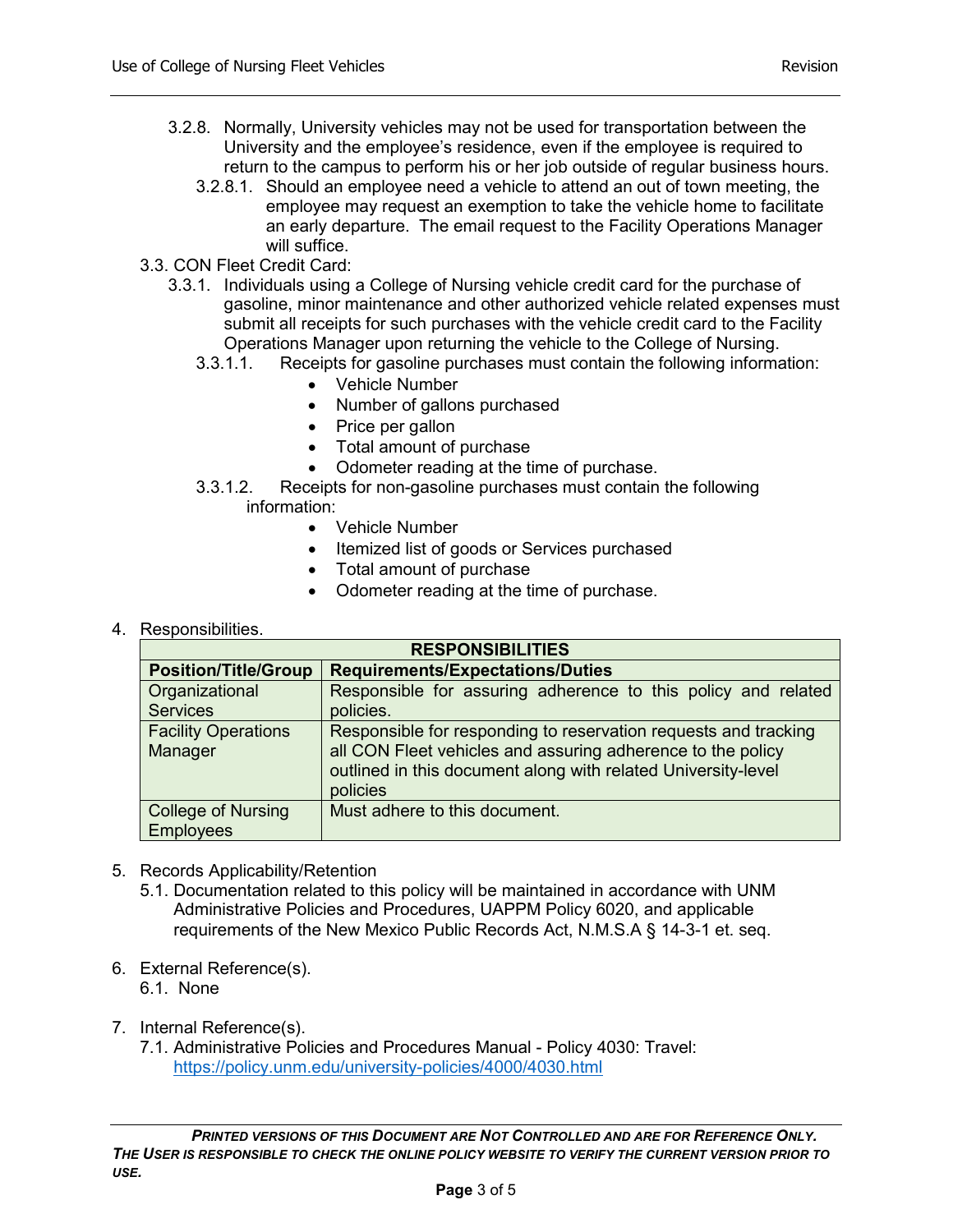3.2.8. Normally, University vehicles may not be used for transportation between the University and the employee's residence, even if the employee is required to return to the campus to perform his or her job outside of regular business hours.

3.2.8.1. Should an employee need a vehicle to attend an out of town meeting, the employee may request an exemption to take the vehicle home to facilitate an early departure. The email request to the Facility Operations Manager will suffice.

3.3. CON Fleet Credit Card:

3.3.1. Individuals using a College of Nursing vehicle credit card for the purchase of gasoline, minor maintenance and other authorized vehicle related expenses must submit all receipts for such purchases with the vehicle credit card to the Facility Operations Manager upon returning the vehicle to the College of Nursing.

3.3.1.1. Receipts for gasoline purchases must contain the following information:

- Vehicle Number
- Number of gallons purchased
- Price per gallon
- Total amount of purchase
- Odometer reading at the time of purchase.

3.3.1.2. Receipts for non-gasoline purchases must contain the following information:

- Vehicle Number
- Itemized list of goods or Services purchased
- Total amount of purchase
- Odometer reading at the time of purchase.

4. Responsibilities.

| **RESPONSIBILITIES** | |
|---|---|
| **Position/Title/Group** | **Requirements/Expectations/Duties** |
| Organizational Services | Responsible for assuring adherence to this policy and related policies. |
| Facility Operations Manager | Responsible for responding to reservation requests and tracking all CON Fleet vehicles and assuring adherence to the policy outlined in this document along with related University-level policies |
| College of Nursing Employees | Must adhere to this document. |

5. Records Applicability/Retention

5.1. Documentation related to this policy will be maintained in accordance with UNM Administrative Policies and Procedures, UAPPM Policy 6020, and applicable requirements of the New Mexico Public Records Act, N.M.S.A § 14-3-1 et. seq.

6. External Reference(s).

6.1. None

7. Internal Reference(s).

7.1. Administrative Policies and Procedures Manual - Policy 4030: Travel: https://policy.unm.edu/university-policies/4000/4030.html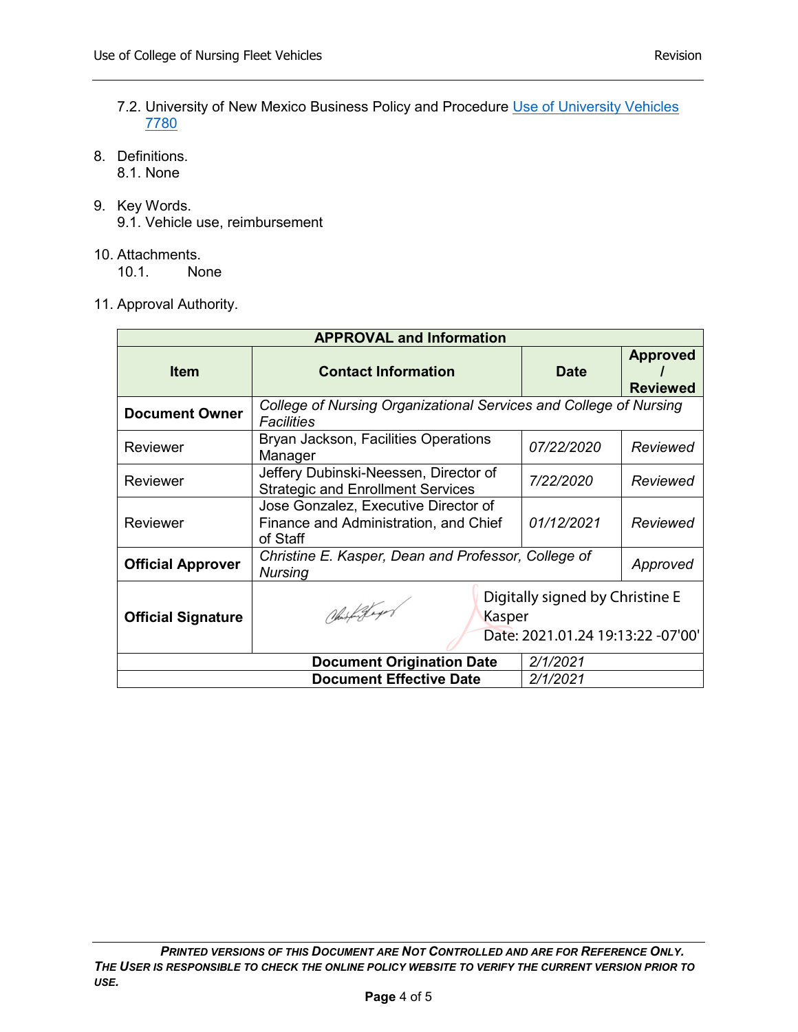7.2. University of New Mexico Business Policy and Procedure [Use of University Vehicles 7780]

8. Definitions.
   8.1. None

9. Key Words.
   9.1. Vehicle use, reimbursement

10. Attachments.
    10.1. None

11. Approval Authority.

| APPROVAL and Information | | | |
|---|---|---|---|
| **Item** | **Contact Information** | **Date** | **Approved / Reviewed** |
| **Document Owner** | *College of Nursing Organizational Services and College of Nursing Facilities* | | |
| Reviewer | Bryan Jackson, Facilities Operations Manager | *07/22/2020* | *Reviewed* |
| Reviewer | Jeffery Dubinski-Neessen, Director of Strategic and Enrollment Services | *7/22/2020* | *Reviewed* |
| Reviewer | Jose Gonzalez, Executive Director of Finance and Administration, and Chief of Staff | *01/12/2021* | *Reviewed* |
| **Official Approver** | *Christine E. Kasper, Dean and Professor, College of Nursing* | | *Approved* |
| **Official Signature** | Digitally signed by Christine E Kasper Date: 2021.01.24 19:13:22 -07'00' | | |
| **Document Origination Date** | | *2/1/2021* | |
| **Document Effective Date** | | *2/1/2021* | |

***PRINTED VERSIONS OF THIS DOCUMENT ARE NOT CONTROLLED AND ARE FOR REFERENCE ONLY. THE USER IS RESPONSIBLE TO CHECK THE ONLINE POLICY WEBSITE TO VERIFY THE CURRENT VERSION PRIOR TO USE.***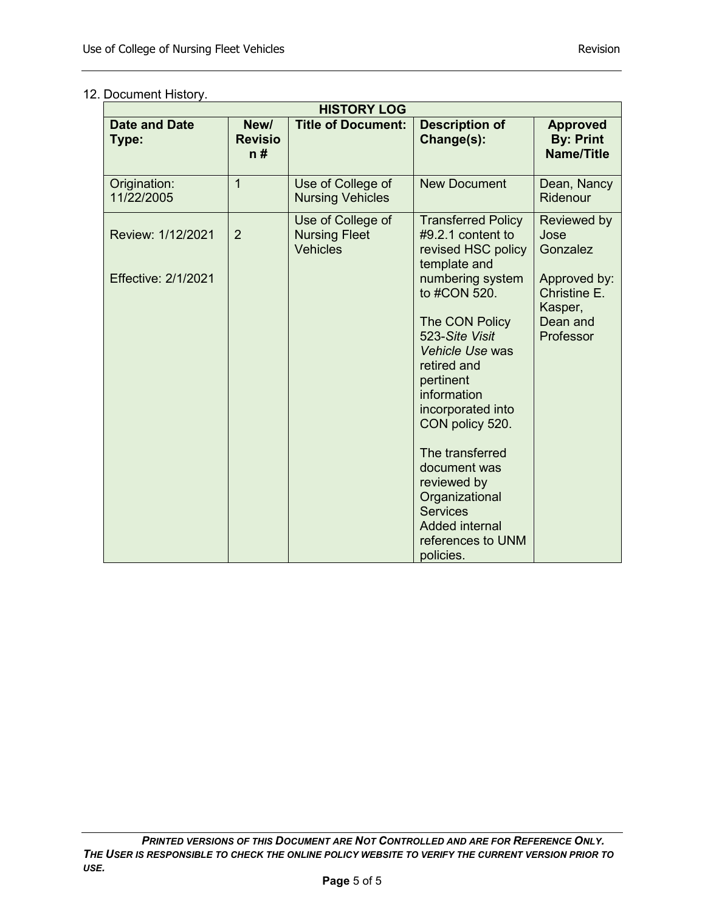12. Document History.

| HISTORY LOG | | | | |
|---|---|---|---|---|
| **Date and Date Type:** | **New/ Revision #** | **Title of Document:** | **Description of Change(s):** | **Approved By: Print Name/Title** |
| Origination: 11/22/2005 | 1 | Use of College of Nursing Vehicles | New Document | Dean, Nancy Ridenour |
| Review: 1/12/2021<br><br>Effective: 2/1/2021 | 2 | Use of College of Nursing Fleet Vehicles | Transferred Policy #9.2.1 content to revised HSC policy template and numbering system to #CON 520.<br><br>The CON Policy 523-*Site Visit Vehicle Use* was retired and pertinent information incorporated into CON policy 520.<br><br>The transferred document was reviewed by Organizational Services<br>Added internal references to UNM policies. | Reviewed by Jose Gonzalez<br><br>Approved by: Christine E. Kasper, Dean and Professor |

***Printed versions of this Document are Not Controlled and are for Reference Only. The User is responsible to check the online policy website to verify the current version prior to use.***